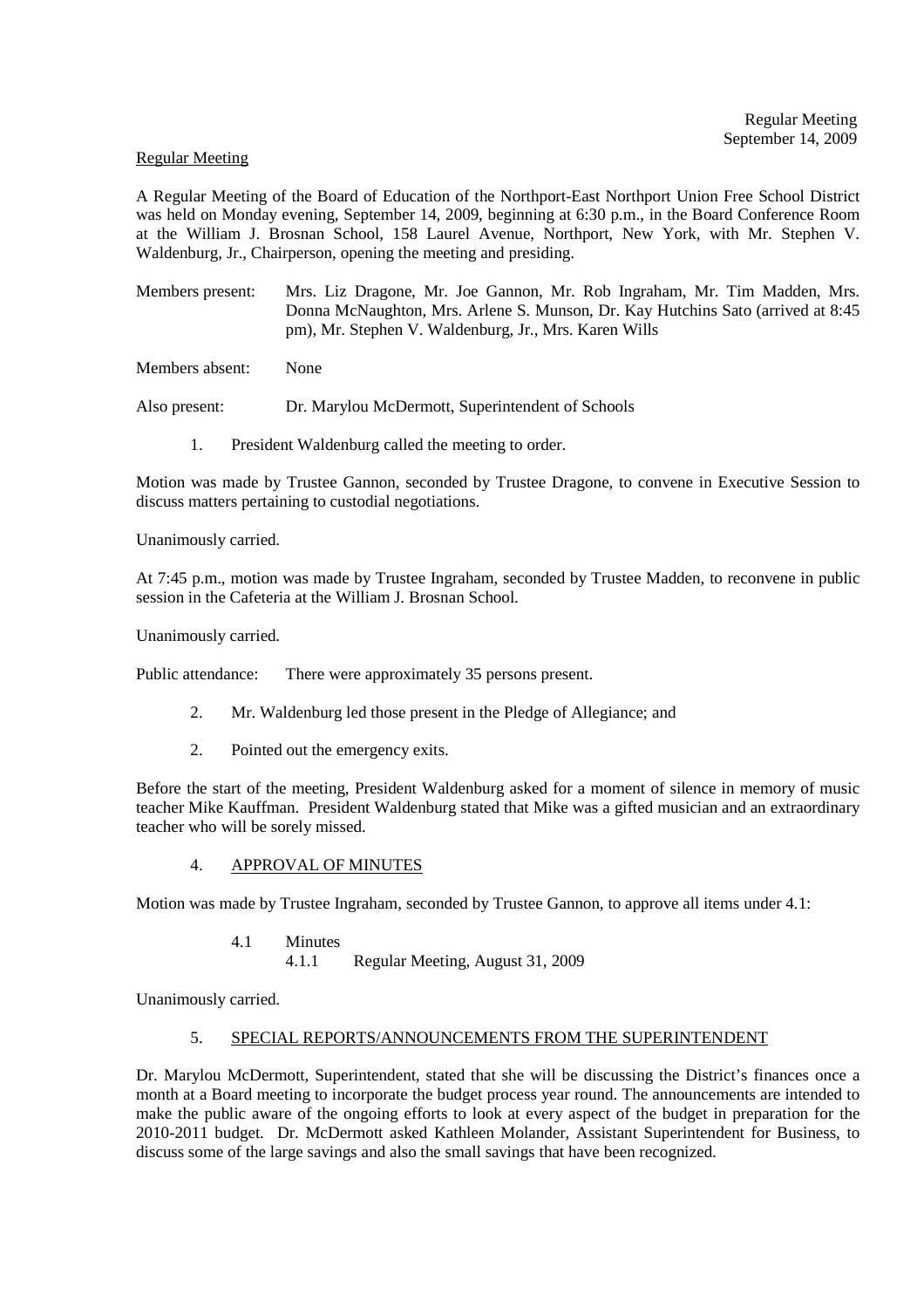Regular Meeting
September 14, 2009

Regular Meeting

A Regular Meeting of the Board of Education of the Northport-East Northport Union Free School District was held on Monday evening, September 14, 2009, beginning at 6:30 p.m., in the Board Conference Room at the William J. Brosnan School, 158 Laurel Avenue, Northport, New York, with Mr. Stephen V. Waldenburg, Jr., Chairperson, opening the meeting and presiding.

Members present: Mrs. Liz Dragone, Mr. Joe Gannon, Mr. Rob Ingraham, Mr. Tim Madden, Mrs. Donna McNaughton, Mrs. Arlene S. Munson, Dr. Kay Hutchins Sato (arrived at 8:45 pm), Mr. Stephen V. Waldenburg, Jr., Mrs. Karen Wills

Members absent: None

Also present: Dr. Marylou McDermott, Superintendent of Schools

1. President Waldenburg called the meeting to order.

Motion was made by Trustee Gannon, seconded by Trustee Dragone, to convene in Executive Session to discuss matters pertaining to custodial negotiations.

Unanimously carried.

At 7:45 p.m., motion was made by Trustee Ingraham, seconded by Trustee Madden, to reconvene in public session in the Cafeteria at the William J. Brosnan School.

Unanimously carried.

Public attendance: There were approximately 35 persons present.

2. Mr. Waldenburg led those present in the Pledge of Allegiance; and

2. Pointed out the emergency exits.

Before the start of the meeting, President Waldenburg asked for a moment of silence in memory of music teacher Mike Kauffman. President Waldenburg stated that Mike was a gifted musician and an extraordinary teacher who will be sorely missed.

4. APPROVAL OF MINUTES

Motion was made by Trustee Ingraham, seconded by Trustee Gannon, to approve all items under 4.1:

4.1 Minutes
 4.1.1 Regular Meeting, August 31, 2009

Unanimously carried.

5. SPECIAL REPORTS/ANNOUNCEMENTS FROM THE SUPERINTENDENT

Dr. Marylou McDermott, Superintendent, stated that she will be discussing the District's finances once a month at a Board meeting to incorporate the budget process year round. The announcements are intended to make the public aware of the ongoing efforts to look at every aspect of the budget in preparation for the 2010-2011 budget. Dr. McDermott asked Kathleen Molander, Assistant Superintendent for Business, to discuss some of the large savings and also the small savings that have been recognized.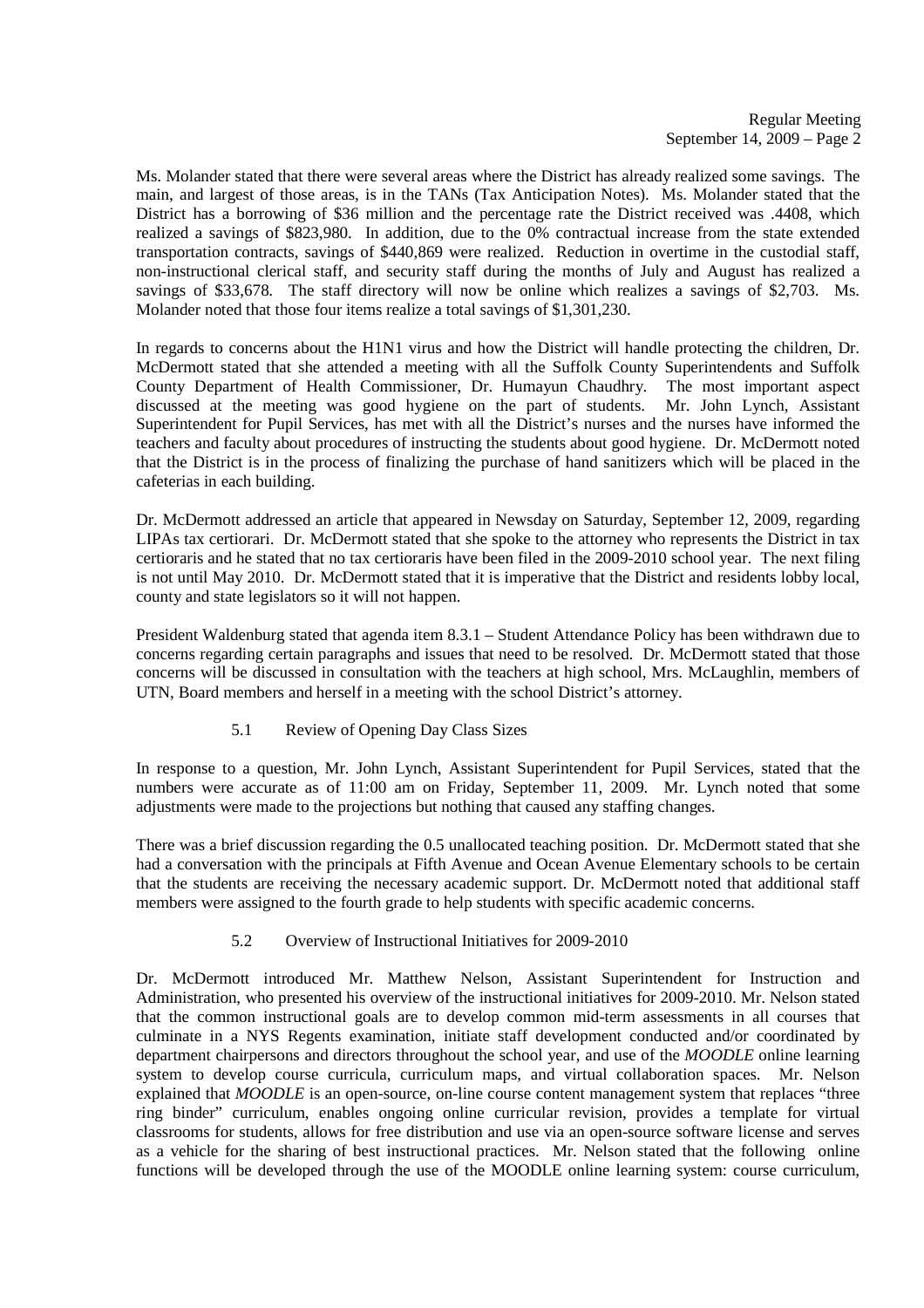Ms. Molander stated that there were several areas where the District has already realized some savings. The main, and largest of those areas, is in the TANs (Tax Anticipation Notes). Ms. Molander stated that the District has a borrowing of $36 million and the percentage rate the District received was .4408, which realized a savings of $823,980. In addition, due to the 0% contractual increase from the state extended transportation contracts, savings of $440,869 were realized. Reduction in overtime in the custodial staff, non-instructional clerical staff, and security staff during the months of July and August has realized a savings of $33,678. The staff directory will now be online which realizes a savings of $2,703. Ms. Molander noted that those four items realize a total savings of $1,301,230.

In regards to concerns about the H1N1 virus and how the District will handle protecting the children, Dr. McDermott stated that she attended a meeting with all the Suffolk County Superintendents and Suffolk County Department of Health Commissioner, Dr. Humayun Chaudhry. The most important aspect discussed at the meeting was good hygiene on the part of students. Mr. John Lynch, Assistant Superintendent for Pupil Services, has met with all the District's nurses and the nurses have informed the teachers and faculty about procedures of instructing the students about good hygiene. Dr. McDermott noted that the District is in the process of finalizing the purchase of hand sanitizers which will be placed in the cafeterias in each building.

Dr. McDermott addressed an article that appeared in Newsday on Saturday, September 12, 2009, regarding LIPAs tax certiorari. Dr. McDermott stated that she spoke to the attorney who represents the District in tax certioraris and he stated that no tax certioraris have been filed in the 2009-2010 school year. The next filing is not until May 2010. Dr. McDermott stated that it is imperative that the District and residents lobby local, county and state legislators so it will not happen.

President Waldenburg stated that agenda item 8.3.1 – Student Attendance Policy has been withdrawn due to concerns regarding certain paragraphs and issues that need to be resolved. Dr. McDermott stated that those concerns will be discussed in consultation with the teachers at high school, Mrs. McLaughlin, members of UTN, Board members and herself in a meeting with the school District's attorney.

5.1 Review of Opening Day Class Sizes

In response to a question, Mr. John Lynch, Assistant Superintendent for Pupil Services, stated that the numbers were accurate as of 11:00 am on Friday, September 11, 2009. Mr. Lynch noted that some adjustments were made to the projections but nothing that caused any staffing changes.

There was a brief discussion regarding the 0.5 unallocated teaching position. Dr. McDermott stated that she had a conversation with the principals at Fifth Avenue and Ocean Avenue Elementary schools to be certain that the students are receiving the necessary academic support. Dr. McDermott noted that additional staff members were assigned to the fourth grade to help students with specific academic concerns.

5.2 Overview of Instructional Initiatives for 2009-2010

Dr. McDermott introduced Mr. Matthew Nelson, Assistant Superintendent for Instruction and Administration, who presented his overview of the instructional initiatives for 2009-2010. Mr. Nelson stated that the common instructional goals are to develop common mid-term assessments in all courses that culminate in a NYS Regents examination, initiate staff development conducted and/or coordinated by department chairpersons and directors throughout the school year, and use of the *MOODLE* online learning system to develop course curricula, curriculum maps, and virtual collaboration spaces. Mr. Nelson explained that *MOODLE* is an open-source, on-line course content management system that replaces "three ring binder" curriculum, enables ongoing online curricular revision, provides a template for virtual classrooms for students, allows for free distribution and use via an open-source software license and serves as a vehicle for the sharing of best instructional practices. Mr. Nelson stated that the following online functions will be developed through the use of the MOODLE online learning system: course curriculum,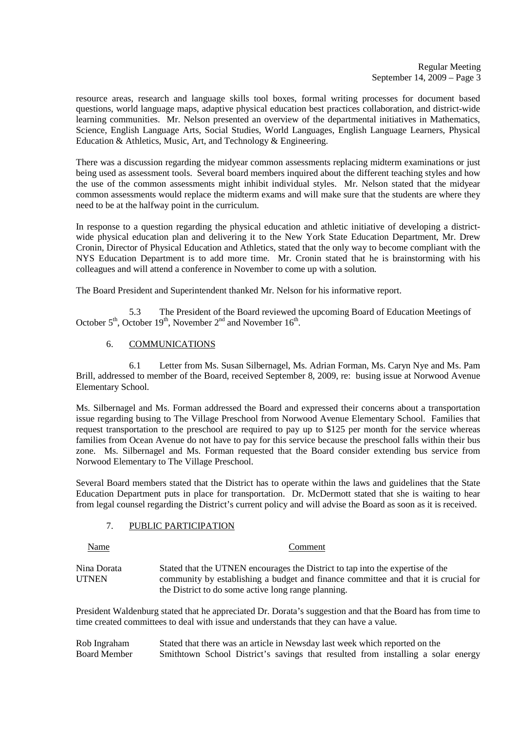resource areas, research and language skills tool boxes, formal writing processes for document based questions, world language maps, adaptive physical education best practices collaboration, and district-wide learning communities. Mr. Nelson presented an overview of the departmental initiatives in Mathematics, Science, English Language Arts, Social Studies, World Languages, English Language Learners, Physical Education & Athletics, Music, Art, and Technology & Engineering.

There was a discussion regarding the midyear common assessments replacing midterm examinations or just being used as assessment tools. Several board members inquired about the different teaching styles and how the use of the common assessments might inhibit individual styles. Mr. Nelson stated that the midyear common assessments would replace the midterm exams and will make sure that the students are where they need to be at the halfway point in the curriculum.

In response to a question regarding the physical education and athletic initiative of developing a district-wide physical education plan and delivering it to the New York State Education Department, Mr. Drew Cronin, Director of Physical Education and Athletics, stated that the only way to become compliant with the NYS Education Department is to add more time. Mr. Cronin stated that he is brainstorming with his colleagues and will attend a conference in November to come up with a solution.

The Board President and Superintendent thanked Mr. Nelson for his informative report.

5.3 The President of the Board reviewed the upcoming Board of Education Meetings of October 5th, October 19th, November 2nd and November 16th.

6. COMMUNICATIONS

6.1 Letter from Ms. Susan Silbernagel, Ms. Adrian Forman, Ms. Caryn Nye and Ms. Pam Brill, addressed to member of the Board, received September 8, 2009, re: busing issue at Norwood Avenue Elementary School.

Ms. Silbernagel and Ms. Forman addressed the Board and expressed their concerns about a transportation issue regarding busing to The Village Preschool from Norwood Avenue Elementary School. Families that request transportation to the preschool are required to pay up to $125 per month for the service whereas families from Ocean Avenue do not have to pay for this service because the preschool falls within their bus zone. Ms. Silbernagel and Ms. Forman requested that the Board consider extending bus service from Norwood Elementary to The Village Preschool.

Several Board members stated that the District has to operate within the laws and guidelines that the State Education Department puts in place for transportation. Dr. McDermott stated that she is waiting to hear from legal counsel regarding the District's current policy and will advise the Board as soon as it is received.

7. PUBLIC PARTICIPATION

| Name | Comment |
|---|---|
| Nina Dorata UTNEN | Stated that the UTNEN encourages the District to tap into the expertise of the community by establishing a budget and finance committee and that it is crucial for the District to do some active long range planning. |

President Waldenburg stated that he appreciated Dr. Dorata's suggestion and that the Board has from time to time created committees to deal with issue and understands that they can have a value.

| Name | Comment |
|---|---|
| Rob Ingraham Board Member | Stated that there was an article in Newsday last week which reported on the Smithtown School District's savings that resulted from installing a solar energy |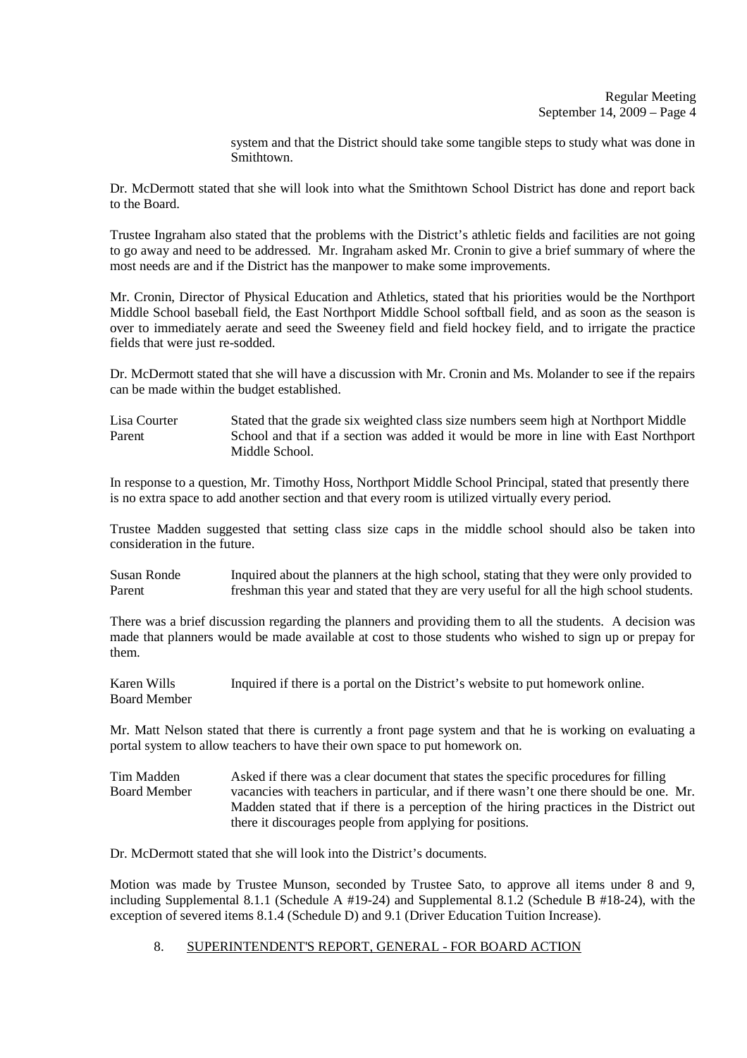system and that the District should take some tangible steps to study what was done in Smithtown.

Dr. McDermott stated that she will look into what the Smithtown School District has done and report back to the Board.

Trustee Ingraham also stated that the problems with the District's athletic fields and facilities are not going to go away and need to be addressed. Mr. Ingraham asked Mr. Cronin to give a brief summary of where the most needs are and if the District has the manpower to make some improvements.

Mr. Cronin, Director of Physical Education and Athletics, stated that his priorities would be the Northport Middle School baseball field, the East Northport Middle School softball field, and as soon as the season is over to immediately aerate and seed the Sweeney field and field hockey field, and to irrigate the practice fields that were just re-sodded.

Dr. McDermott stated that she will have a discussion with Mr. Cronin and Ms. Molander to see if the repairs can be made within the budget established.

Lisa Courter
Parent

Stated that the grade six weighted class size numbers seem high at Northport Middle School and that if a section was added it would be more in line with East Northport Middle School.

In response to a question, Mr. Timothy Hoss, Northport Middle School Principal, stated that presently there is no extra space to add another section and that every room is utilized virtually every period.

Trustee Madden suggested that setting class size caps in the middle school should also be taken into consideration in the future.

Susan Ronde
Parent

Inquired about the planners at the high school, stating that they were only provided to freshman this year and stated that they are very useful for all the high school students.

There was a brief discussion regarding the planners and providing them to all the students. A decision was made that planners would be made available at cost to those students who wished to sign up or prepay for them.

Karen Wills
Board Member

Inquired if there is a portal on the District's website to put homework online.

Mr. Matt Nelson stated that there is currently a front page system and that he is working on evaluating a portal system to allow teachers to have their own space to put homework on.

Tim Madden
Board Member

Asked if there was a clear document that states the specific procedures for filling vacancies with teachers in particular, and if there wasn't one there should be one. Mr. Madden stated that if there is a perception of the hiring practices in the District out there it discourages people from applying for positions.

Dr. McDermott stated that she will look into the District's documents.

Motion was made by Trustee Munson, seconded by Trustee Sato, to approve all items under 8 and 9, including Supplemental 8.1.1 (Schedule A #19-24) and Supplemental 8.1.2 (Schedule B #18-24), with the exception of severed items 8.1.4 (Schedule D) and 9.1 (Driver Education Tuition Increase).

8. SUPERINTENDENT'S REPORT, GENERAL - FOR BOARD ACTION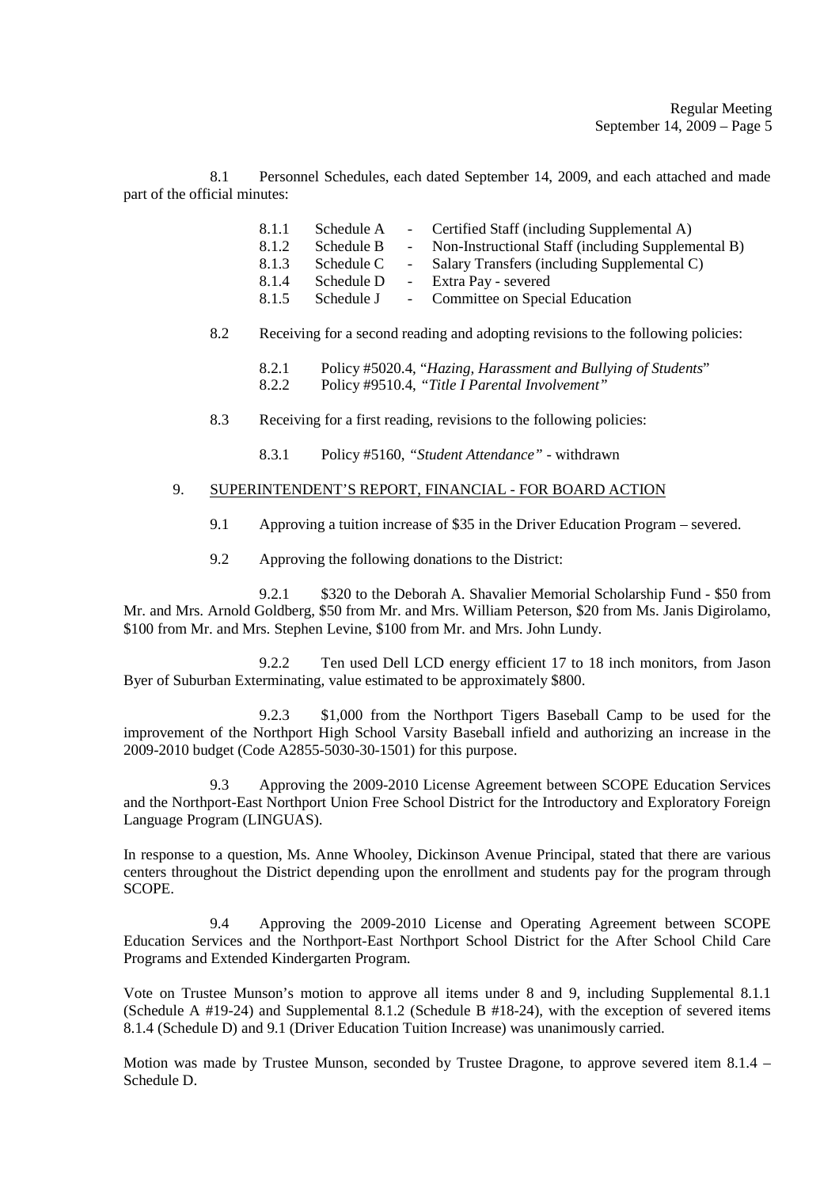8.1 Personnel Schedules, each dated September 14, 2009, and each attached and made part of the official minutes:

- 8.1.1 Schedule A - Certified Staff (including Supplemental A)
- 8.1.2 Schedule B - Non-Instructional Staff (including Supplemental B)
- 8.1.3 Schedule C - Salary Transfers (including Supplemental C)
- 8.1.4 Schedule D - Extra Pay - severed
- 8.1.5 Schedule J - Committee on Special Education

8.2 Receiving for a second reading and adopting revisions to the following policies:

- 8.2.1 Policy #5020.4, "*Hazing, Harassment and Bullying of Students*"
- 8.2.2 Policy #9510.4, *"Title I Parental Involvement"*

8.3 Receiving for a first reading, revisions to the following policies:

- 8.3.1 Policy #5160, *"Student Attendance"* - withdrawn

9. SUPERINTENDENT'S REPORT, FINANCIAL - FOR BOARD ACTION

9.1 Approving a tuition increase of $35 in the Driver Education Program – severed.

9.2 Approving the following donations to the District:

9.2.1 $320 to the Deborah A. Shavalier Memorial Scholarship Fund - $50 from Mr. and Mrs. Arnold Goldberg, $50 from Mr. and Mrs. William Peterson, $20 from Ms. Janis Digirolamo, $100 from Mr. and Mrs. Stephen Levine, $100 from Mr. and Mrs. John Lundy.

9.2.2 Ten used Dell LCD energy efficient 17 to 18 inch monitors, from Jason Byer of Suburban Exterminating, value estimated to be approximately $800.

9.2.3 $1,000 from the Northport Tigers Baseball Camp to be used for the improvement of the Northport High School Varsity Baseball infield and authorizing an increase in the 2009-2010 budget (Code A2855-5030-30-1501) for this purpose.

9.3 Approving the 2009-2010 License Agreement between SCOPE Education Services and the Northport-East Northport Union Free School District for the Introductory and Exploratory Foreign Language Program (LINGUAS).

In response to a question, Ms. Anne Whooley, Dickinson Avenue Principal, stated that there are various centers throughout the District depending upon the enrollment and students pay for the program through SCOPE.

9.4 Approving the 2009-2010 License and Operating Agreement between SCOPE Education Services and the Northport-East Northport School District for the After School Child Care Programs and Extended Kindergarten Program.

Vote on Trustee Munson's motion to approve all items under 8 and 9, including Supplemental 8.1.1 (Schedule A #19-24) and Supplemental 8.1.2 (Schedule B #18-24), with the exception of severed items 8.1.4 (Schedule D) and 9.1 (Driver Education Tuition Increase) was unanimously carried.

Motion was made by Trustee Munson, seconded by Trustee Dragone, to approve severed item 8.1.4 – Schedule D.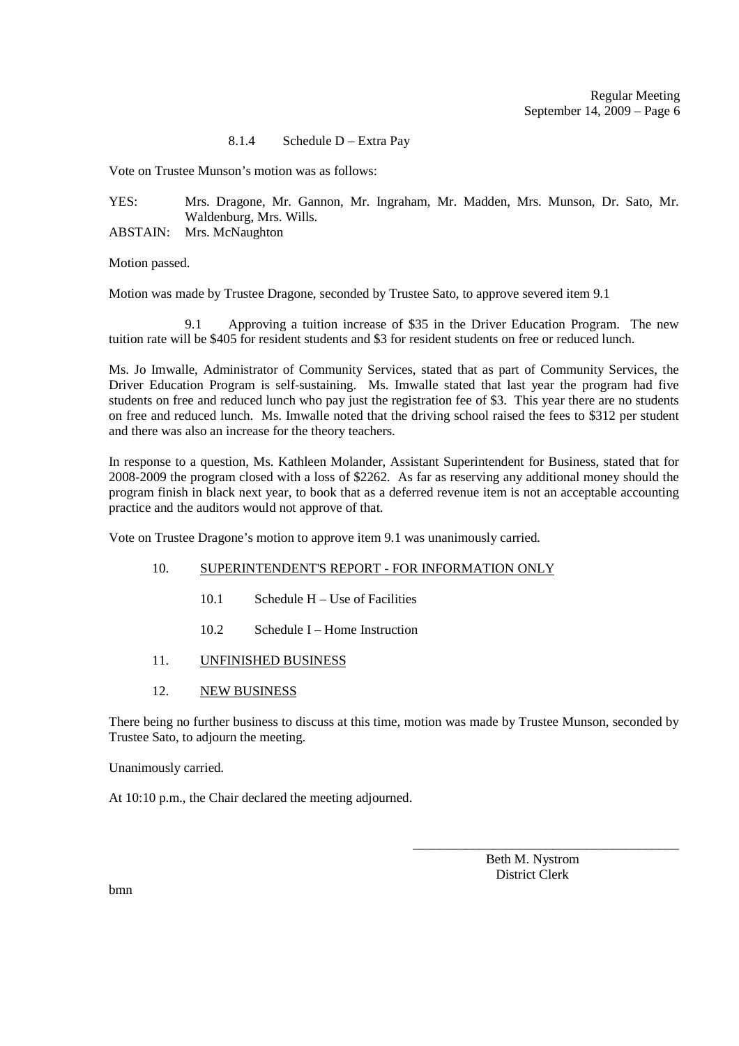8.1.4 Schedule D – Extra Pay

Vote on Trustee Munson's motion was as follows:

YES: Mrs. Dragone, Mr. Gannon, Mr. Ingraham, Mr. Madden, Mrs. Munson, Dr. Sato, Mr. Waldenburg, Mrs. Wills.
ABSTAIN: Mrs. McNaughton

Motion passed.

Motion was made by Trustee Dragone, seconded by Trustee Sato, to approve severed item 9.1

9.1 Approving a tuition increase of $35 in the Driver Education Program. The new tuition rate will be $405 for resident students and $3 for resident students on free or reduced lunch.

Ms. Jo Imwalle, Administrator of Community Services, stated that as part of Community Services, the Driver Education Program is self-sustaining. Ms. Imwalle stated that last year the program had five students on free and reduced lunch who pay just the registration fee of $3. This year there are no students on free and reduced lunch. Ms. Imwalle noted that the driving school raised the fees to $312 per student and there was also an increase for the theory teachers.

In response to a question, Ms. Kathleen Molander, Assistant Superintendent for Business, stated that for 2008-2009 the program closed with a loss of $2262. As far as reserving any additional money should the program finish in black next year, to book that as a deferred revenue item is not an acceptable accounting practice and the auditors would not approve of that.

Vote on Trustee Dragone's motion to approve item 9.1 was unanimously carried.

10. <u>SUPERINTENDENT'S REPORT - FOR INFORMATION ONLY</u>

    10.1 Schedule H – Use of Facilities

    10.2 Schedule I – Home Instruction

11. <u>UNFINISHED BUSINESS</u>

12. <u>NEW BUSINESS</u>

There being no further business to discuss at this time, motion was made by Trustee Munson, seconded by Trustee Sato, to adjourn the meeting.

Unanimously carried.

At 10:10 p.m., the Chair declared the meeting adjourned.

\_\_\_\_\_\_\_\_\_\_\_\_\_\_\_\_\_\_\_\_\_\_\_\_\_\_\_\_\_\_\_\_\_\_\_\_\_\_\_\_

Beth M. Nystrom
District Clerk

bmn